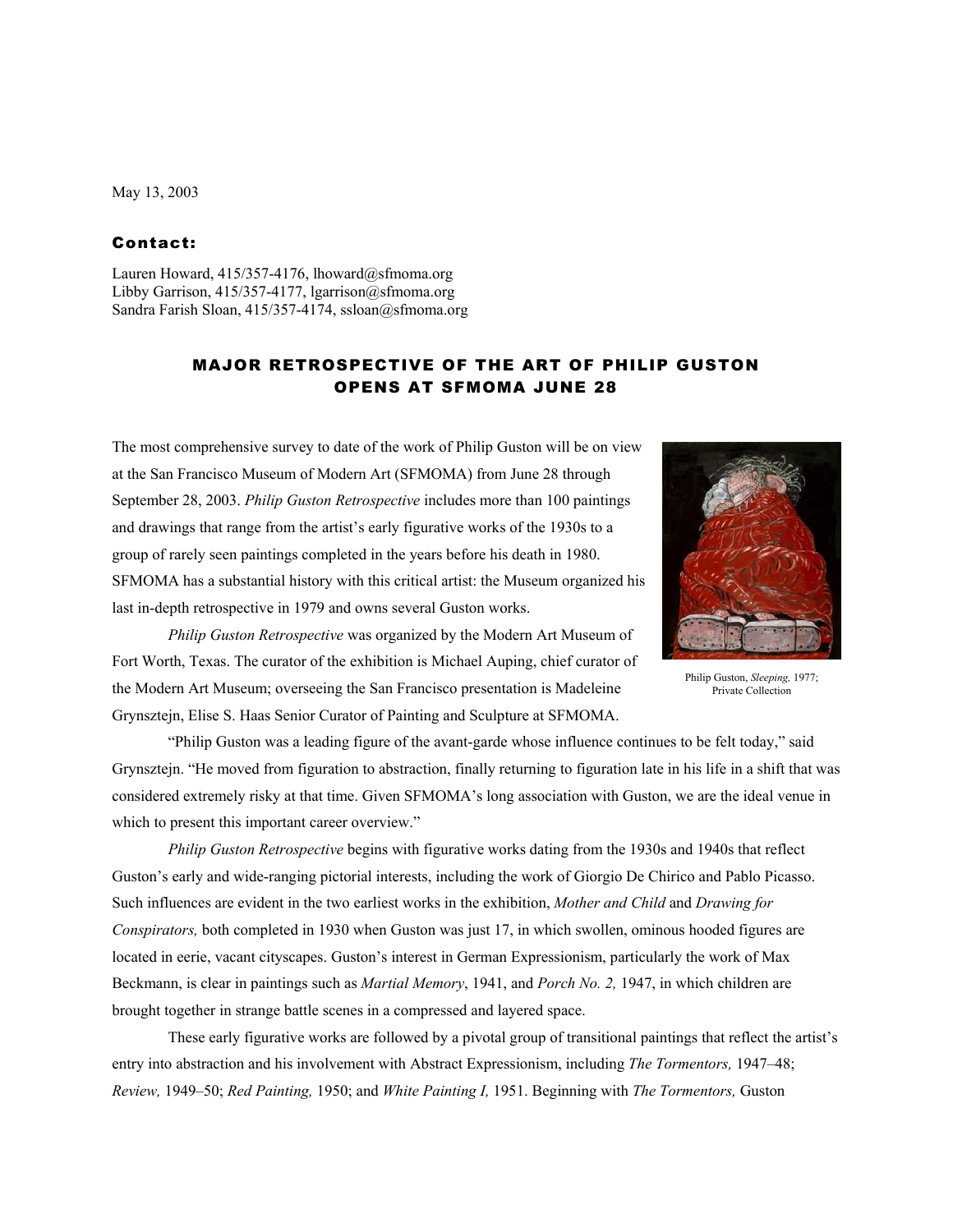May 13, 2003

**Contact:**

Lauren Howard, 415/357-4176, lhoward@sfmoma.org
Libby Garrison, 415/357-4177, lgarrison@sfmoma.org
Sandra Farish Sloan, 415/357-4174, ssloan@sfmoma.org

## MAJOR RETROSPECTIVE OF THE ART OF PHILIP GUSTON OPENS AT SFMOMA JUNE 28

The most comprehensive survey to date of the work of Philip Guston will be on view at the San Francisco Museum of Modern Art (SFMOMA) from June 28 through September 28, 2003. *Philip Guston Retrospective* includes more than 100 paintings and drawings that range from the artist's early figurative works of the 1930s to a group of rarely seen paintings completed in the years before his death in 1980. SFMOMA has a substantial history with this critical artist: the Museum organized his last in-depth retrospective in 1979 and owns several Guston works.

Philip Guston, *Sleeping,* 1977; Private Collection

*Philip Guston Retrospective* was organized by the Modern Art Museum of Fort Worth, Texas. The curator of the exhibition is Michael Auping, chief curator of the Modern Art Museum; overseeing the San Francisco presentation is Madeleine Grynsztejn, Elise S. Haas Senior Curator of Painting and Sculpture at SFMOMA.

"Philip Guston was a leading figure of the avant-garde whose influence continues to be felt today," said Grynsztejn. "He moved from figuration to abstraction, finally returning to figuration late in his life in a shift that was considered extremely risky at that time. Given SFMOMA's long association with Guston, we are the ideal venue in which to present this important career overview."

*Philip Guston Retrospective* begins with figurative works dating from the 1930s and 1940s that reflect Guston's early and wide-ranging pictorial interests, including the work of Giorgio De Chirico and Pablo Picasso. Such influences are evident in the two earliest works in the exhibition, *Mother and Child* and *Drawing for Conspirators,* both completed in 1930 when Guston was just 17, in which swollen, ominous hooded figures are located in eerie, vacant cityscapes. Guston's interest in German Expressionism, particularly the work of Max Beckmann, is clear in paintings such as *Martial Memory*, 1941, and *Porch No. 2,* 1947, in which children are brought together in strange battle scenes in a compressed and layered space.

These early figurative works are followed by a pivotal group of transitional paintings that reflect the artist's entry into abstraction and his involvement with Abstract Expressionism, including *The Tormentors,* 1947–48; *Review,* 1949–50; *Red Painting,* 1950; and *White Painting I,* 1951. Beginning with *The Tormentors,* Guston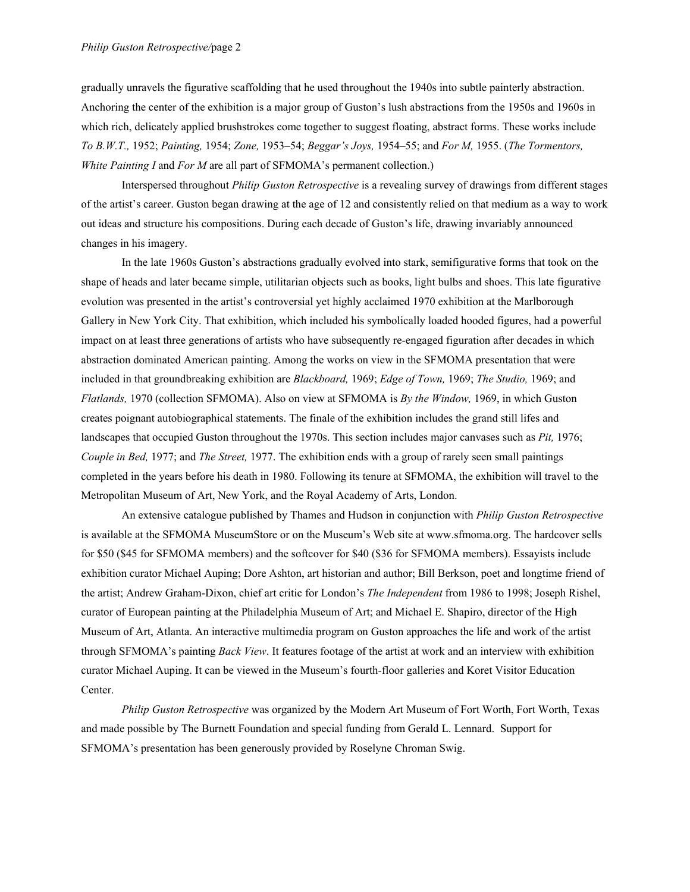gradually unravels the figurative scaffolding that he used throughout the 1940s into subtle painterly abstraction. Anchoring the center of the exhibition is a major group of Guston's lush abstractions from the 1950s and 1960s in which rich, delicately applied brushstrokes come together to suggest floating, abstract forms. These works include *To B.W.T.,* 1952; *Painting,* 1954; *Zone,* 1953–54; *Beggar's Joys,* 1954–55; and *For M,* 1955. (*The Tormentors, White Painting I* and *For M* are all part of SFMOMA's permanent collection.)

Interspersed throughout *Philip Guston Retrospective* is a revealing survey of drawings from different stages of the artist's career. Guston began drawing at the age of 12 and consistently relied on that medium as a way to work out ideas and structure his compositions. During each decade of Guston's life, drawing invariably announced changes in his imagery.

In the late 1960s Guston's abstractions gradually evolved into stark, semifigurative forms that took on the shape of heads and later became simple, utilitarian objects such as books, light bulbs and shoes. This late figurative evolution was presented in the artist's controversial yet highly acclaimed 1970 exhibition at the Marlborough Gallery in New York City. That exhibition, which included his symbolically loaded hooded figures, had a powerful impact on at least three generations of artists who have subsequently re-engaged figuration after decades in which abstraction dominated American painting. Among the works on view in the SFMOMA presentation that were included in that groundbreaking exhibition are *Blackboard,* 1969; *Edge of Town,* 1969; *The Studio,* 1969; and *Flatlands,* 1970 (collection SFMOMA). Also on view at SFMOMA is *By the Window,* 1969, in which Guston creates poignant autobiographical statements. The finale of the exhibition includes the grand still lifes and landscapes that occupied Guston throughout the 1970s. This section includes major canvases such as *Pit,* 1976; *Couple in Bed,* 1977; and *The Street,* 1977. The exhibition ends with a group of rarely seen small paintings completed in the years before his death in 1980. Following its tenure at SFMOMA, the exhibition will travel to the Metropolitan Museum of Art, New York, and the Royal Academy of Arts, London.

An extensive catalogue published by Thames and Hudson in conjunction with *Philip Guston Retrospective* is available at the SFMOMA MuseumStore or on the Museum's Web site at www.sfmoma.org. The hardcover sells for $50 ($45 for SFMOMA members) and the softcover for $40 ($36 for SFMOMA members). Essayists include exhibition curator Michael Auping; Dore Ashton, art historian and author; Bill Berkson, poet and longtime friend of the artist; Andrew Graham-Dixon, chief art critic for London's *The Independent* from 1986 to 1998; Joseph Rishel, curator of European painting at the Philadelphia Museum of Art; and Michael E. Shapiro, director of the High Museum of Art, Atlanta. An interactive multimedia program on Guston approaches the life and work of the artist through SFMOMA's painting *Back View*. It features footage of the artist at work and an interview with exhibition curator Michael Auping. It can be viewed in the Museum's fourth-floor galleries and Koret Visitor Education Center.

*Philip Guston Retrospective* was organized by the Modern Art Museum of Fort Worth, Fort Worth, Texas and made possible by The Burnett Foundation and special funding from Gerald L. Lennard. Support for SFMOMA's presentation has been generously provided by Roselyne Chroman Swig.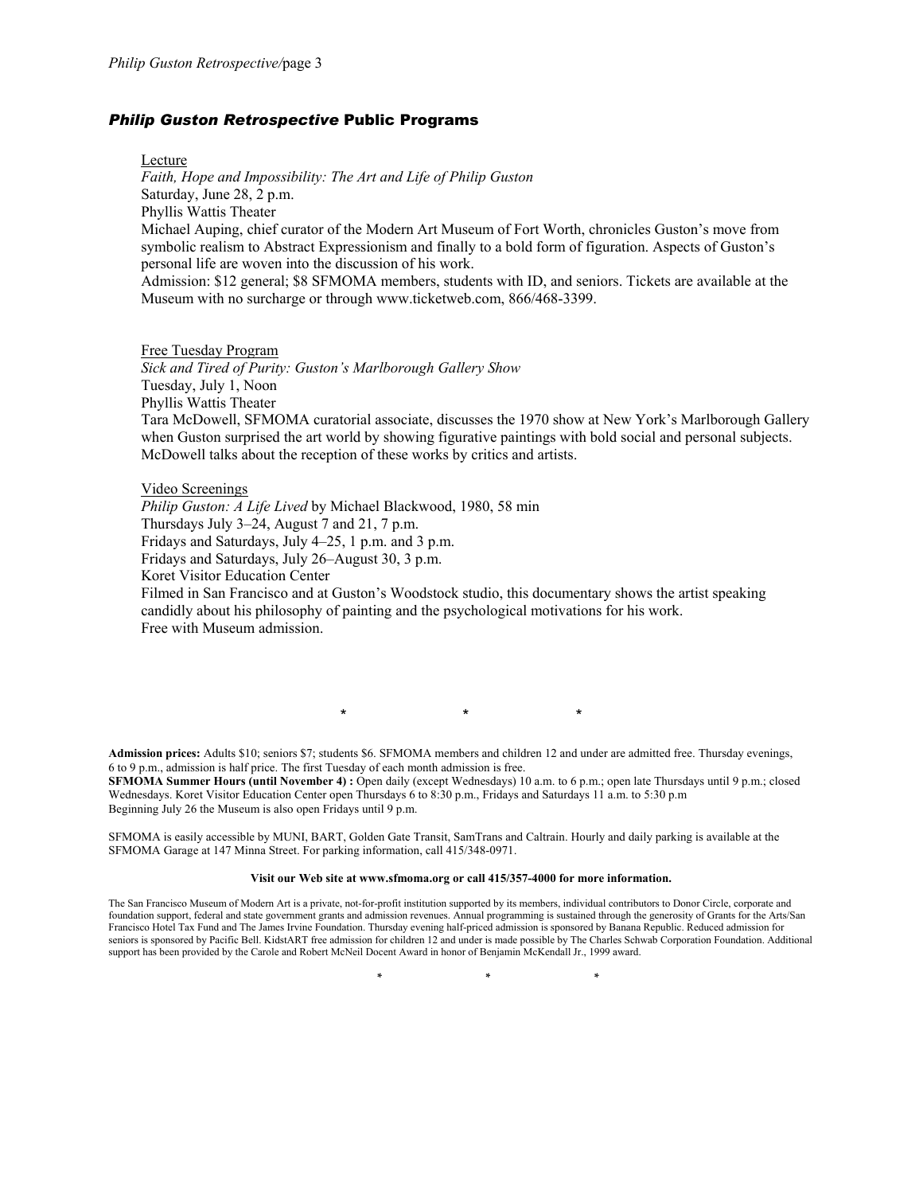## *Philip Guston Retrospective* Public Programs

Lecture
*Faith, Hope and Impossibility: The Art and Life of Philip Guston*
Saturday, June 28, 2 p.m.
Phyllis Wattis Theater
Michael Auping, chief curator of the Modern Art Museum of Fort Worth, chronicles Guston's move from symbolic realism to Abstract Expressionism and finally to a bold form of figuration. Aspects of Guston's personal life are woven into the discussion of his work.
Admission: $12 general; $8 SFMOMA members, students with ID, and seniors. Tickets are available at the Museum with no surcharge or through www.ticketweb.com, 866/468-3399.

Free Tuesday Program
*Sick and Tired of Purity: Guston's Marlborough Gallery Show*
Tuesday, July 1, Noon
Phyllis Wattis Theater
Tara McDowell, SFMOMA curatorial associate, discusses the 1970 show at New York's Marlborough Gallery when Guston surprised the art world by showing figurative paintings with bold social and personal subjects. McDowell talks about the reception of these works by critics and artists.

Video Screenings
*Philip Guston: A Life Lived* by Michael Blackwood, 1980, 58 min
Thursdays July 3–24, August 7 and 21, 7 p.m.
Fridays and Saturdays, July 4–25, 1 p.m. and 3 p.m.
Fridays and Saturdays, July 26–August 30, 3 p.m.
Koret Visitor Education Center
Filmed in San Francisco and at Guston's Woodstock studio, this documentary shows the artist speaking candidly about his philosophy of painting and the psychological motivations for his work.
Free with Museum admission.

\* \* \*

**Admission prices:** Adults $10; seniors $7; students $6. SFMOMA members and children 12 and under are admitted free. Thursday evenings, 6 to 9 p.m., admission is half price. The first Tuesday of each month admission is free.
**SFMOMA Summer Hours (until November 4) :** Open daily (except Wednesdays) 10 a.m. to 6 p.m.; open late Thursdays until 9 p.m.; closed Wednesdays. Koret Visitor Education Center open Thursdays 6 to 8:30 p.m., Fridays and Saturdays 11 a.m. to 5:30 p.m
Beginning July 26 the Museum is also open Fridays until 9 p.m.

SFMOMA is easily accessible by MUNI, BART, Golden Gate Transit, SamTrans and Caltrain. Hourly and daily parking is available at the SFMOMA Garage at 147 Minna Street. For parking information, call 415/348-0971.

**Visit our Web site at www.sfmoma.org or call 415/357-4000 for more information.**

The San Francisco Museum of Modern Art is a private, not-for-profit institution supported by its members, individual contributors to Donor Circle, corporate and foundation support, federal and state government grants and admission revenues. Annual programming is sustained through the generosity of Grants for the Arts/San Francisco Hotel Tax Fund and The James Irvine Foundation. Thursday evening half-priced admission is sponsored by Banana Republic. Reduced admission for seniors is sponsored by Pacific Bell. KidstART free admission for children 12 and under is made possible by The Charles Schwab Corporation Foundation. Additional support has been provided by the Carole and Robert McNeil Docent Award in honor of Benjamin McKendall Jr., 1999 award.

\* \* \*